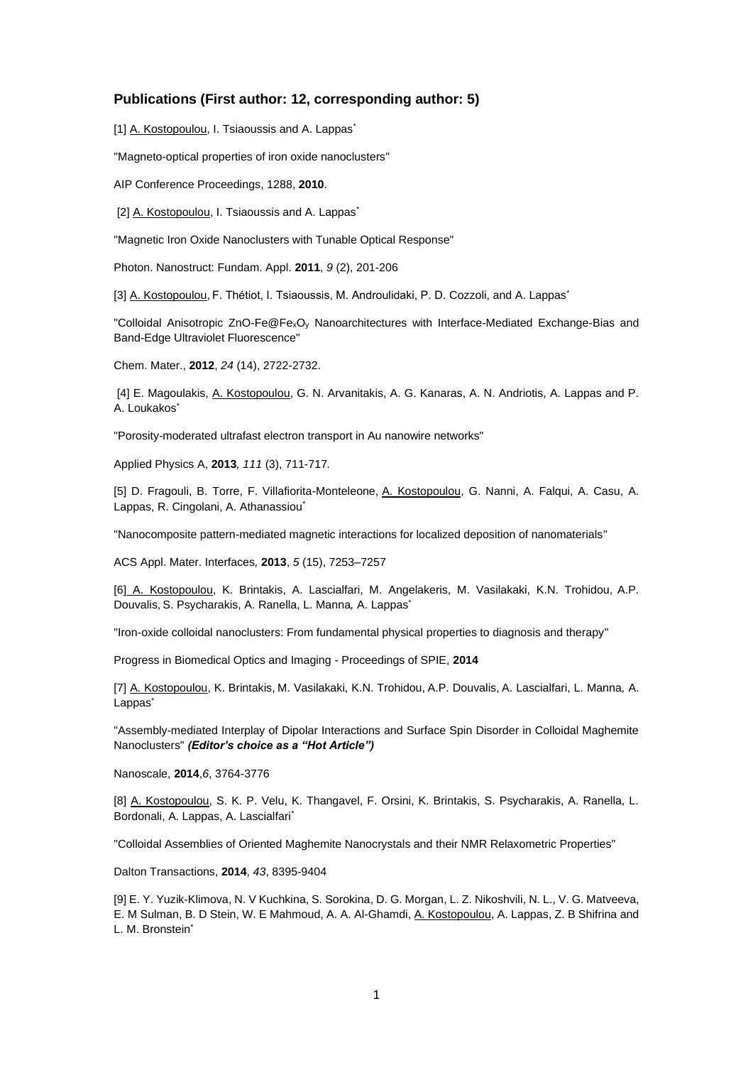### **Publications (First author: 12, corresponding author: 5)**

[1] A. Kostopoulou, I. Tsiaoussis and A. Lappas*

"Magneto-optical properties of iron oxide nanoclusters"

AIP Conference Proceedings, 1288, **2010**.

[2] A. Kostopoulou, I. Tsiaoussis and A. Lappas*

"Magnetic Iron Oxide Nanoclusters with Tunable Optical Response"

Photon. Nanostruct: Fundam. Appl. **2011**, *9* (2), 201-206

[3] A. Kostopoulou, F. Thétiot, I. Tsiaoussis, M. Androulidaki, P. D. Cozzoli, and A. Lappas*

"Colloidal Anisotropic ZnO-Fe@$Fe_xO_y$ Nanoarchitectures with Interface-Mediated Exchange-Bias and Band-Edge Ultraviolet Fluorescence"

Chem. Mater., **2012**, *24* (14), 2722-2732.

[4] E. Magoulakis, A. Kostopoulou, G. N. Arvanitakis, A. G. Kanaras, A. N. Andriotis, A. Lappas and P. A. Loukakos*

"Porosity-moderated ultrafast electron transport in Au nanowire networks"

Applied Physics A, **2013**, *111* (3), 711-717.

[5] D. Fragouli, B. Torre, F. Villafiorita-Monteleone, A. Kostopoulou, G. Nanni, A. Falqui, A. Casu, A. Lappas, R. Cingolani, A. Athanassiou*

"Nanocomposite pattern-mediated magnetic interactions for localized deposition of nanomaterials"

ACS Appl. Mater. Interfaces, **2013**, *5* (15), 7253–7257

[6] A. Kostopoulou, K. Brintakis, A. Lascialfari, M. Angelakeris, M. Vasilakaki, K.N. Trohidou, A.P. Douvalis, S. Psycharakis, A. Ranella, L. Manna, A. Lappas*

"Iron-oxide colloidal nanoclusters: From fundamental physical properties to diagnosis and therapy"

Progress in Biomedical Optics and Imaging - Proceedings of SPIE, **2014**

[7] A. Kostopoulou, K. Brintakis, M. Vasilakaki, K.N. Trohidou, A.P. Douvalis, A. Lascialfari, L. Manna, A. Lappas*

"Assembly-mediated Interplay of Dipolar Interactions and Surface Spin Disorder in Colloidal Maghemite Nanoclusters" ***(Editor's choice as a "Hot Article")***

Nanoscale, **2014**,*6*, 3764-3776

[8] A. Kostopoulou, S. K. P. Velu, K. Thangavel, F. Orsini, K. Brintakis, S. Psycharakis, A. Ranella, L. Bordonali, A. Lappas, A. Lascialfari*

"Colloidal Assemblies of Oriented Maghemite Nanocrystals and their NMR Relaxometric Properties"

Dalton Transactions, **2014**, *43*, 8395-9404

[9] E. Y. Yuzik-Klimova, N. V Kuchkina, S. Sorokina, D. G. Morgan, L. Z. Nikoshvili, N. L., V. G. Matveeva, E. M Sulman, B. D Stein, W. E Mahmoud, A. A. Al-Ghamdi, A. Kostopoulou, A. Lappas, Z. B Shifrina and L. M. Bronstein*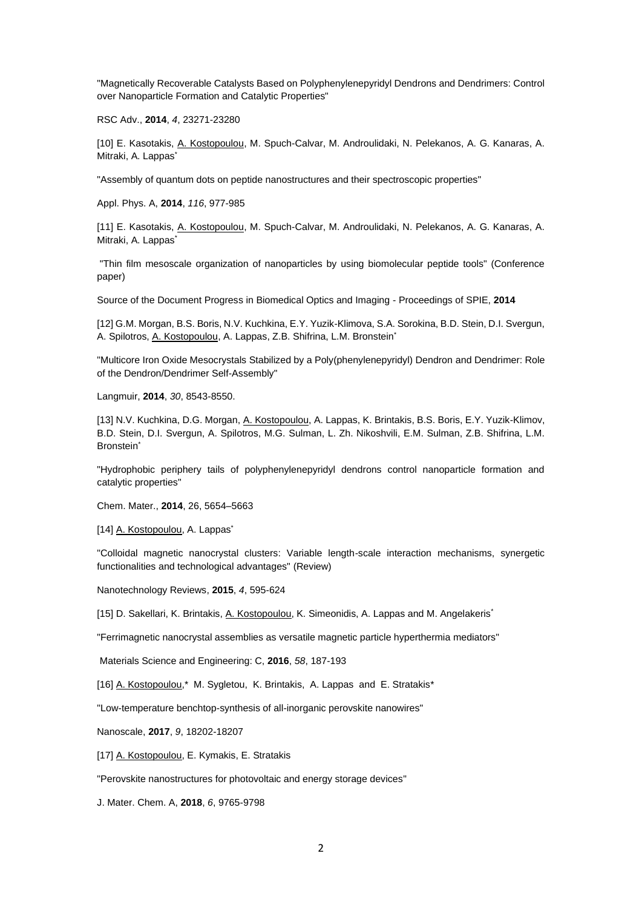"Magnetically Recoverable Catalysts Based on Polyphenylenepyridyl Dendrons and Dendrimers: Control over Nanoparticle Formation and Catalytic Properties"

RSC Adv., **2014**, *4*, 23271-23280

[10] E. Kasotakis, A. Kostopoulou, M. Spuch-Calvar, M. Androulidaki, N. Pelekanos, A. G. Kanaras, A. Mitraki, A. Lappas*

"Assembly of quantum dots on peptide nanostructures and their spectroscopic properties"

Appl. Phys. A, **2014**, *116*, 977-985

[11] E. Kasotakis, A. Kostopoulou, M. Spuch-Calvar, M. Androulidaki, N. Pelekanos, A. G. Kanaras, A. Mitraki, A. Lappas*

"Thin film mesoscale organization of nanoparticles by using biomolecular peptide tools" (Conference paper)

Source of the Document Progress in Biomedical Optics and Imaging - Proceedings of SPIE, **2014**

[12] G.M. Morgan, B.S. Boris, N.V. Kuchkina, E.Y. Yuzik-Klimova, S.A. Sorokina, B.D. Stein, D.I. Svergun, A. Spilotros, A. Kostopoulou, A. Lappas, Z.B. Shifrina, L.M. Bronstein*

"Multicore Iron Oxide Mesocrystals Stabilized by a Poly(phenylenepyridyl) Dendron and Dendrimer: Role of the Dendron/Dendrimer Self-Assembly"

Langmuir, **2014**, *30*, 8543-8550.

[13] N.V. Kuchkina, D.G. Morgan, A. Kostopoulou, A. Lappas, K. Brintakis, B.S. Boris, E.Y. Yuzik-Klimov, B.D. Stein, D.I. Svergun, A. Spilotros, M.G. Sulman, L. Zh. Nikoshvili, E.M. Sulman, Z.B. Shifrina, L.M. Bronstein*

"Hydrophobic periphery tails of polyphenylenepyridyl dendrons control nanoparticle formation and catalytic properties"

Chem. Mater., **2014**, 26, 5654–5663

[14] A. Kostopoulou, A. Lappas*

"Colloidal magnetic nanocrystal clusters: Variable length-scale interaction mechanisms, synergetic functionalities and technological advantages" (Review)

Nanotechnology Reviews, **2015**, *4*, 595-624

[15] D. Sakellari, K. Brintakis, A. Kostopoulou, K. Simeonidis, A. Lappas and M. Angelakeris*

"Ferrimagnetic nanocrystal assemblies as versatile magnetic particle hyperthermia mediators"

Materials Science and Engineering: C, **2016**, *58*, 187-193

[16] A. Kostopoulou,* M. Sygletou, K. Brintakis, A. Lappas and E. Stratakis*

"Low-temperature benchtop-synthesis of all-inorganic perovskite nanowires"

Nanoscale, **2017**, *9*, 18202-18207

[17] A. Kostopoulou, E. Kymakis, E. Stratakis

"Perovskite nanostructures for photovoltaic and energy storage devices"

J. Mater. Chem. A, **2018**, *6*, 9765-9798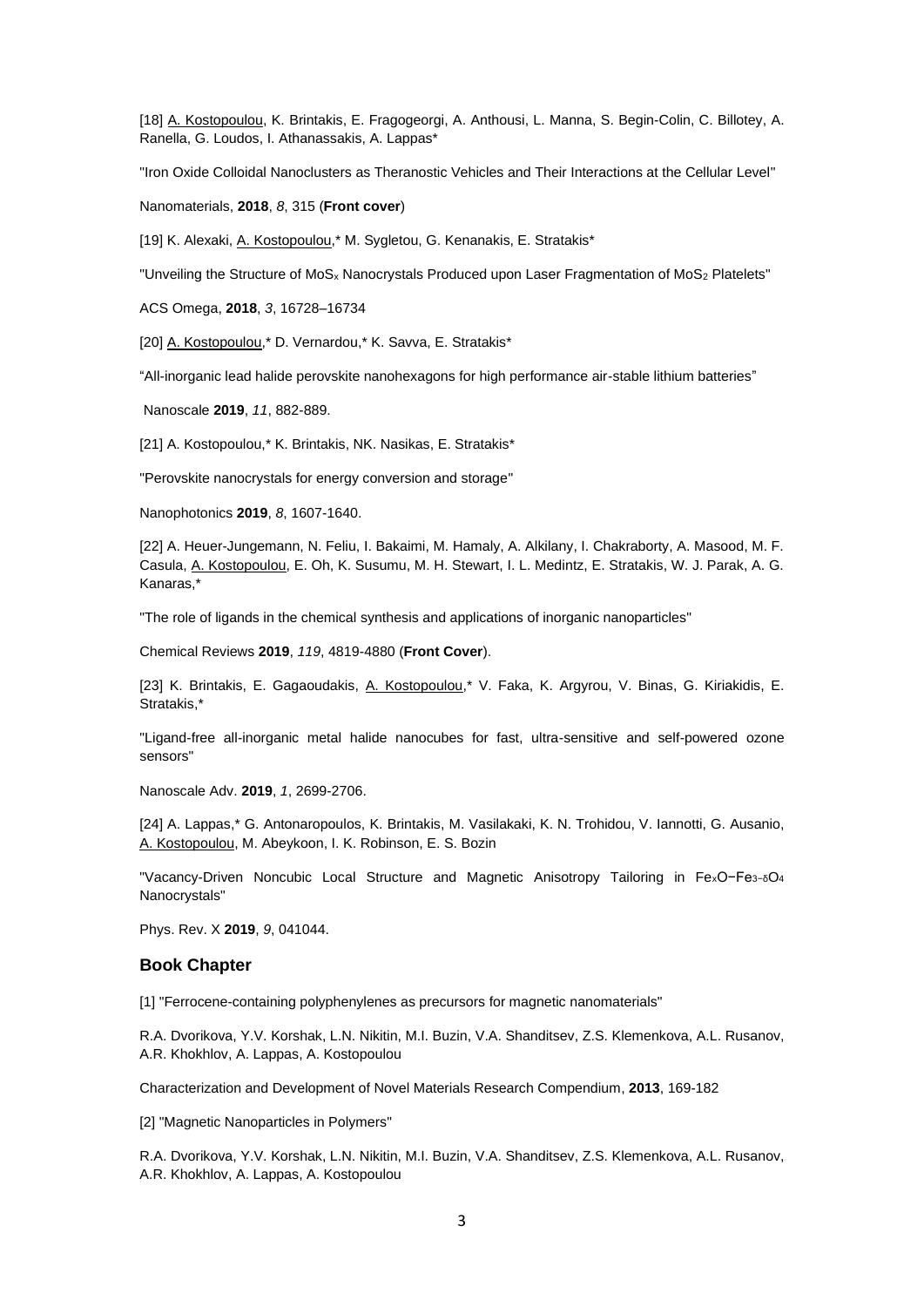[18] A. Kostopoulou, K. Brintakis, E. Fragogeorgi, A. Anthousi, L. Manna, S. Begin-Colin, C. Billotey, A. Ranella, G. Loudos, I. Athanassakis, A. Lappas*

"Iron Oxide Colloidal Nanoclusters as Theranostic Vehicles and Their Interactions at the Cellular Level"

Nanomaterials, **2018**, *8*, 315 (**Front cover**)

[19] K. Alexaki, A. Kostopoulou,* M. Sygletou, G. Kenanakis, E. Stratakis*

"Unveiling the Structure of $MoS_x$ Nanocrystals Produced upon Laser Fragmentation of $MoS_2$ Platelets"

ACS Omega, **2018**, *3*, 16728–16734

[20] A. Kostopoulou,* D. Vernardou,* K. Savva, E. Stratakis*

“All-inorganic lead halide perovskite nanohexagons for high performance air-stable lithium batteries”

Nanoscale **2019**, *11*, 882-889.

[21] A. Kostopoulou,* K. Brintakis, NK. Nasikas, E. Stratakis*

"Perovskite nanocrystals for energy conversion and storage"

Nanophotonics **2019**, *8*, 1607-1640.

[22] A. Heuer-Jungemann, N. Feliu, I. Bakaimi, M. Hamaly, A. Alkilany, I. Chakraborty, A. Masood, M. F. Casula, A. Kostopoulou, E. Oh, K. Susumu, M. H. Stewart, I. L. Medintz, E. Stratakis, W. J. Parak, A. G. Kanaras,*

"The role of ligands in the chemical synthesis and applications of inorganic nanoparticles"

Chemical Reviews **2019**, *119*, 4819-4880 (**Front Cover**).

[23] K. Brintakis, E. Gagaoudakis, A. Kostopoulou,* V. Faka, K. Argyrou, V. Binas, G. Kiriakidis, E. Stratakis,*

"Ligand-free all-inorganic metal halide nanocubes for fast, ultra-sensitive and self-powered ozone sensors"

Nanoscale Adv. **2019**, *1*, 2699-2706.

[24] A. Lappas,* G. Antonaropoulos, K. Brintakis, M. Vasilakaki, K. N. Trohidou, V. Iannotti, G. Ausanio, A. Kostopoulou, M. Abeykoon, I. K. Robinson, E. S. Bozin

"Vacancy-Driven Noncubic Local Structure and Magnetic Anisotropy Tailoring in $Fe_xO-Fe_{3-\delta}O_4$ Nanocrystals"

Phys. Rev. X **2019**, *9*, 041044.

### Book Chapter

[1] "Ferrocene-containing polyphenylenes as precursors for magnetic nanomaterials"

R.A. Dvorikova, Y.V. Korshak, L.N. Nikitin, M.I. Buzin, V.A. Shanditsev, Z.S. Klemenkova, A.L. Rusanov, A.R. Khokhlov, A. Lappas, A. Kostopoulou

Characterization and Development of Novel Materials Research Compendium, **2013**, 169-182

[2] "Magnetic Nanoparticles in Polymers"

R.A. Dvorikova, Y.V. Korshak, L.N. Nikitin, M.I. Buzin, V.A. Shanditsev, Z.S. Klemenkova, A.L. Rusanov, A.R. Khokhlov, A. Lappas, A. Kostopoulou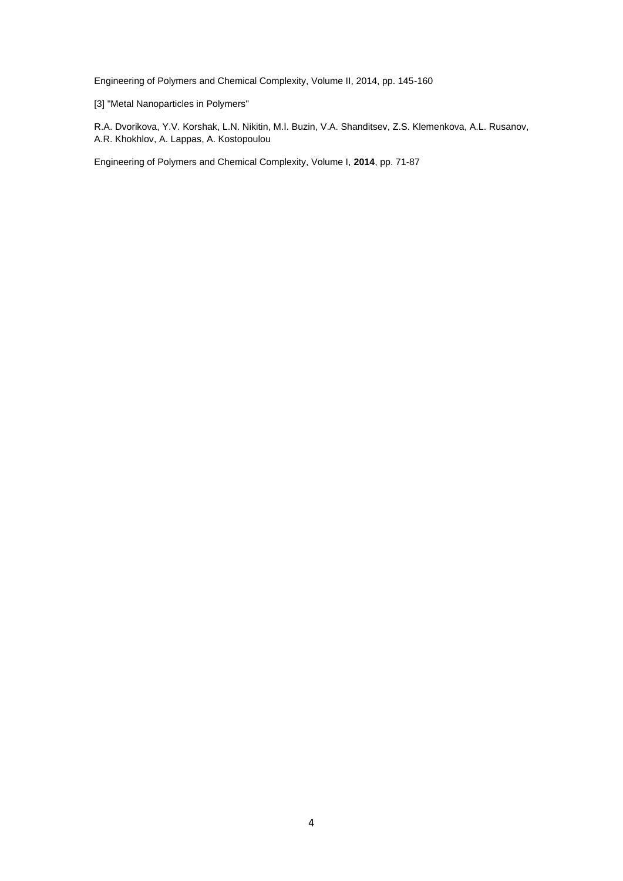Engineering of Polymers and Chemical Complexity, Volume II, 2014, pp. 145-160

[3] "Metal Nanoparticles in Polymers"

R.A. Dvorikova, Y.V. Korshak, L.N. Nikitin, M.I. Buzin, V.A. Shanditsev, Z.S. Klemenkova, A.L. Rusanov, A.R. Khokhlov, A. Lappas, A. Kostopoulou

Engineering of Polymers and Chemical Complexity, Volume I, **2014**, pp. 71-87